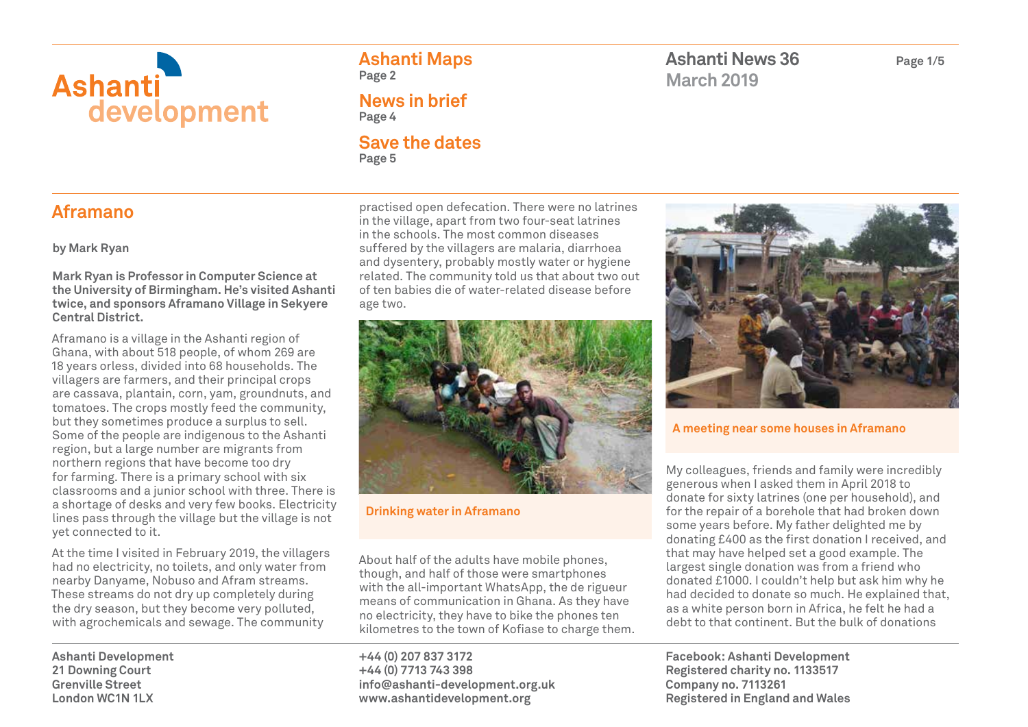Ashanti development

## Ashanti Maps
Page 2

## News in brief
Page 4

## Save the dates
Page 5

Ashanti News 36
March 2019

# Aframano

by Mark Ryan

**Mark Ryan is Professor in Computer Science at the University of Birmingham. He's visited Ashanti twice, and sponsors Aframano Village in Sekyere Central District.**

Aframano is a village in the Ashanti region of Ghana, with about 518 people, of whom 269 are 18 years orless, divided into 68 households. The villagers are farmers, and their principal crops are cassava, plantain, corn, yam, groundnuts, and tomatoes. The crops mostly feed the community, but they sometimes produce a surplus to sell. Some of the people are indigenous to the Ashanti region, but a large number are migrants from northern regions that have become too dry for farming. There is a primary school with six classrooms and a junior school with three. There is a shortage of desks and very few books. Electricity lines pass through the village but the village is not yet connected to it.

At the time I visited in February 2019, the villagers had no electricity, no toilets, and only water from nearby Danyame, Nobuso and Afram streams. These streams do not dry up completely during the dry season, but they become very polluted, with agrochemicals and sewage. The community practised open defecation. There were no latrines in the village, apart from two four-seat latrines in the schools. The most common diseases suffered by the villagers are malaria, diarrhoea and dysentery, probably mostly water or hygiene related. The community told us that about two out of ten babies die of water-related disease before age two.

Drinking water in Aframano

About half of the adults have mobile phones, though, and half of those were smartphones with the all-important WhatsApp, the de rigueur means of communication in Ghana. As they have no electricity, they have to bike the phones ten kilometres to the town of Kofiase to charge them.

A meeting near some houses in Aframano

My colleagues, friends and family were incredibly generous when I asked them in April 2018 to donate for sixty latrines (one per household), and for the repair of a borehole that had broken down some years before. My father delighted me by donating £400 as the first donation I received, and that may have helped set a good example. The largest single donation was from a friend who donated £1000. I couldn't help but ask him why he had decided to donate so much. He explained that, as a white person born in Africa, he felt he had a debt to that continent. But the bulk of donations

Ashanti Development
21 Downing Court
Grenville Street
London WC1N 1LX

+44 (0) 207 837 3172
+44 (0) 7713 743 398
info@ashanti-development.org.uk
www.ashantidevelopment.org

Facebook: Ashanti Development
Registered charity no. 1133517
Company no. 7113261
Registered in England and Wales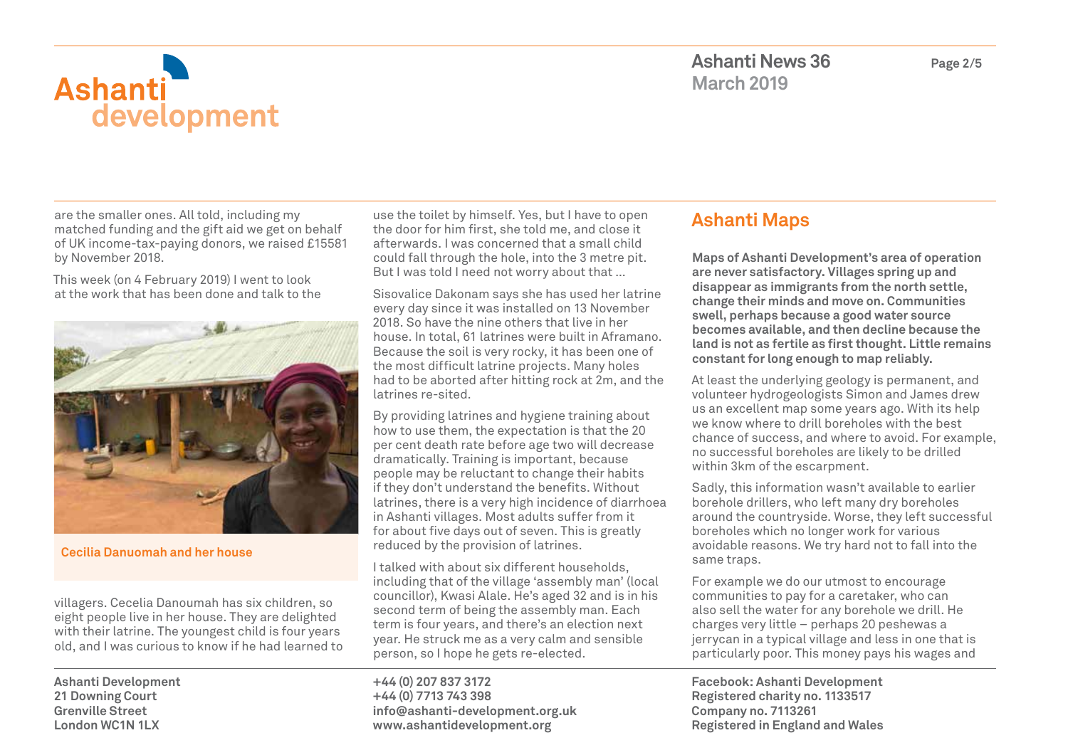are the smaller ones. All told, including my matched funding and the gift aid we get on behalf of UK income-tax-paying donors, we raised £15581 by November 2018.

This week (on 4 February 2019) I went to look at the work that has been done and talk to the villagers. Cecelia Danoumah has six children, so eight people live in her house. They are delighted with their latrine. The youngest child is four years old, and I was curious to know if he had learned to use the toilet by himself. Yes, but I have to open the door for him first, she told me, and close it afterwards. I was concerned that a small child could fall through the hole, into the 3 metre pit. But I was told I need not worry about that ...

Cecilia Danuomah and her house

Sisovalice Dakonam says she has used her latrine every day since it was installed on 13 November 2018. So have the nine others that live in her house. In total, 61 latrines were built in Aframano. Because the soil is very rocky, it has been one of the most difficult latrine projects. Many holes had to be aborted after hitting rock at 2m, and the latrines re-sited.

By providing latrines and hygiene training about how to use them, the expectation is that the 20 per cent death rate before age two will decrease dramatically. Training is important, because people may be reluctant to change their habits if they don't understand the benefits. Without latrines, there is a very high incidence of diarrhoea in Ashanti villages. Most adults suffer from it for about five days out of seven. This is greatly reduced by the provision of latrines.

I talked with about six different households, including that of the village 'assembly man' (local councillor), Kwasi Alale. He's aged 32 and is in his second term of being the assembly man. Each term is four years, and there's an election next year. He struck me as a very calm and sensible person, so I hope he gets re-elected.

## Ashanti Maps

**Maps of Ashanti Development's area of operation are never satisfactory. Villages spring up and disappear as immigrants from the north settle, change their minds and move on. Communities swell, perhaps because a good water source becomes available, and then decline because the land is not as fertile as first thought. Little remains constant for long enough to map reliably.**

At least the underlying geology is permanent, and volunteer hydrogeologists Simon and James drew us an excellent map some years ago. With its help we know where to drill boreholes with the best chance of success, and where to avoid. For example, no successful boreholes are likely to be drilled within 3km of the escarpment.

Sadly, this information wasn't available to earlier borehole drillers, who left many dry boreholes around the countryside. Worse, they left successful boreholes which no longer work for various avoidable reasons. We try hard not to fall into the same traps.

For example we do our utmost to encourage communities to pay for a caretaker, who can also sell the water for any borehole we drill. He charges very little – perhaps 20 peshewas a jerrycan in a typical village and less in one that is particularly poor. This money pays his wages and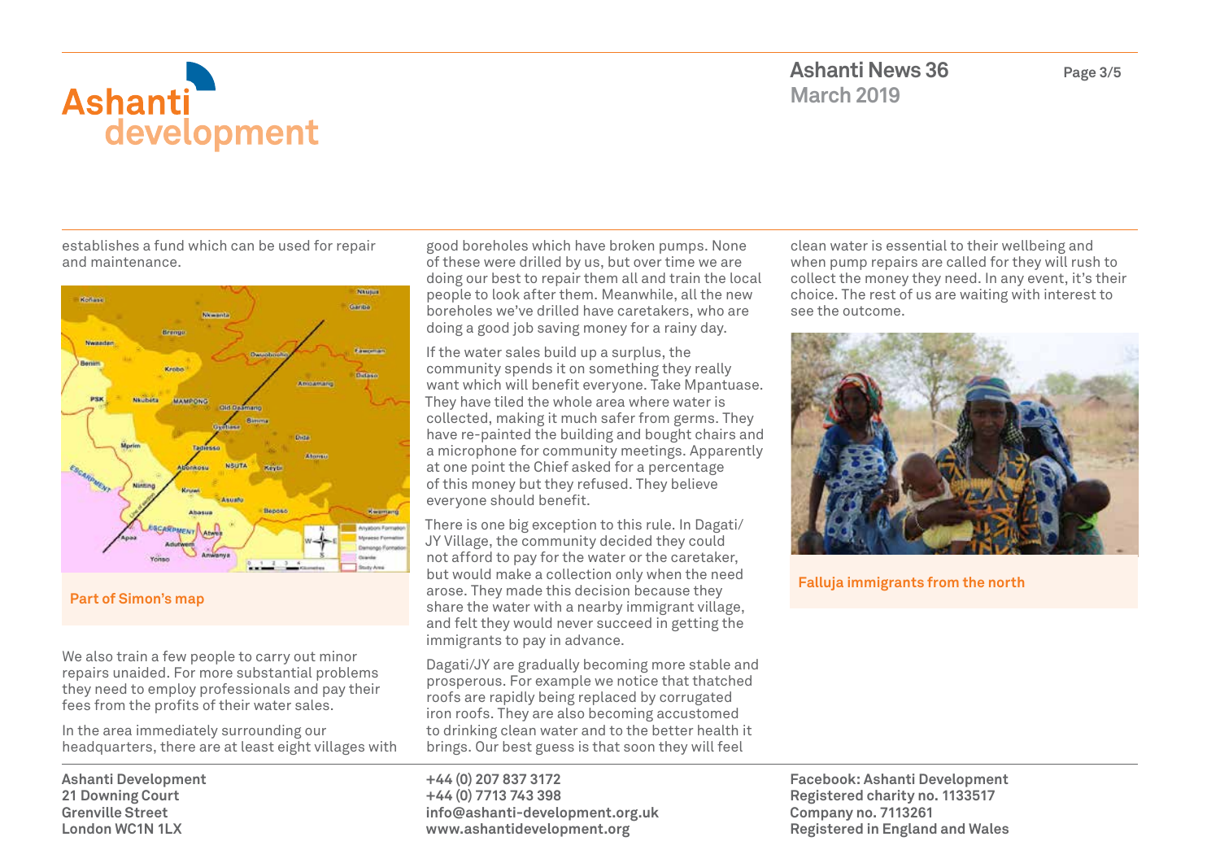establishes a fund which can be used for repair and maintenance.

Part of Simon's map

We also train a few people to carry out minor repairs unaided. For more substantial problems they need to employ professionals and pay their fees from the profits of their water sales.

In the area immediately surrounding our headquarters, there are at least eight villages with good boreholes which have broken pumps. None of these were drilled by us, but over time we are doing our best to repair them all and train the local people to look after them. Meanwhile, all the new boreholes we've drilled have caretakers, who are doing a good job saving money for a rainy day.

If the water sales build up a surplus, the community spends it on something they really want which will benefit everyone. Take Mpantuase. They have tiled the whole area where water is collected, making it much safer from germs. They have re-painted the building and bought chairs and a microphone for community meetings. Apparently at one point the Chief asked for a percentage of this money but they refused. They believe everyone should benefit.

There is one big exception to this rule. In Dagati/JY Village, the community decided they could not afford to pay for the water or the caretaker, but would make a collection only when the need arose. They made this decision because they share the water with a nearby immigrant village, and felt they would never succeed in getting the immigrants to pay in advance.

Dagati/JY are gradually becoming more stable and prosperous. For example we notice that thatched roofs are rapidly being replaced by corrugated iron roofs. They are also becoming accustomed to drinking clean water and to the better health it brings. Our best guess is that soon they will feel clean water is essential to their wellbeing and when pump repairs are called for they will rush to collect the money they need. In any event, it's their choice. The rest of us are waiting with interest to see the outcome.

Falluja immigrants from the north

**Ashanti Development**
**21 Downing Court**
**Grenville Street**
**London WC1N 1LX**

**+44 (0) 207 837 3172**
**+44 (0) 7713 743 398**
**info@ashanti-development.org.uk**
**www.ashantidevelopment.org**

**Facebook: Ashanti Development**
**Registered charity no. 1133517**
**Company no. 7113261**
**Registered in England and Wales**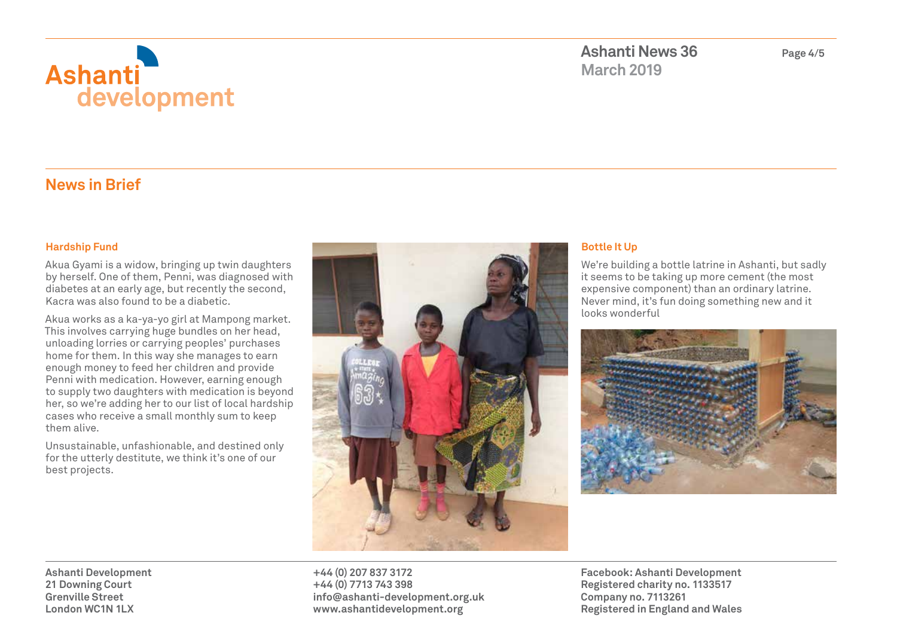## News in Brief

### Hardship Fund

Akua Gyami is a widow, bringing up twin daughters by herself. One of them, Penni, was diagnosed with diabetes at an early age, but recently the second, Kacra was also found to be a diabetic.

Akua works as a ka-ya-yo girl at Mampong market. This involves carrying huge bundles on her head, unloading lorries or carrying peoples' purchases home for them. In this way she manages to earn enough money to feed her children and provide Penni with medication. However, earning enough to supply two daughters with medication is beyond her, so we're adding her to our list of local hardship cases who receive a small monthly sum to keep them alive.

Unsustainable, unfashionable, and destined only for the utterly destitute, we think it's one of our best projects.

### Bottle It Up

We're building a bottle latrine in Ashanti, but sadly it seems to be taking up more cement (the most expensive component) than an ordinary latrine. Never mind, it's fun doing something new and it looks wonderful

**Ashanti Development**
**21 Downing Court**
**Grenville Street**
**London WC1N 1LX**

**+44 (0) 207 837 3172**
**+44 (0) 7713 743 398**
**info@ashanti-development.org.uk**
**www.ashantidevelopment.org**

**Facebook: Ashanti Development**
**Registered charity no. 1133517**
**Company no. 7113261**
**Registered in England and Wales**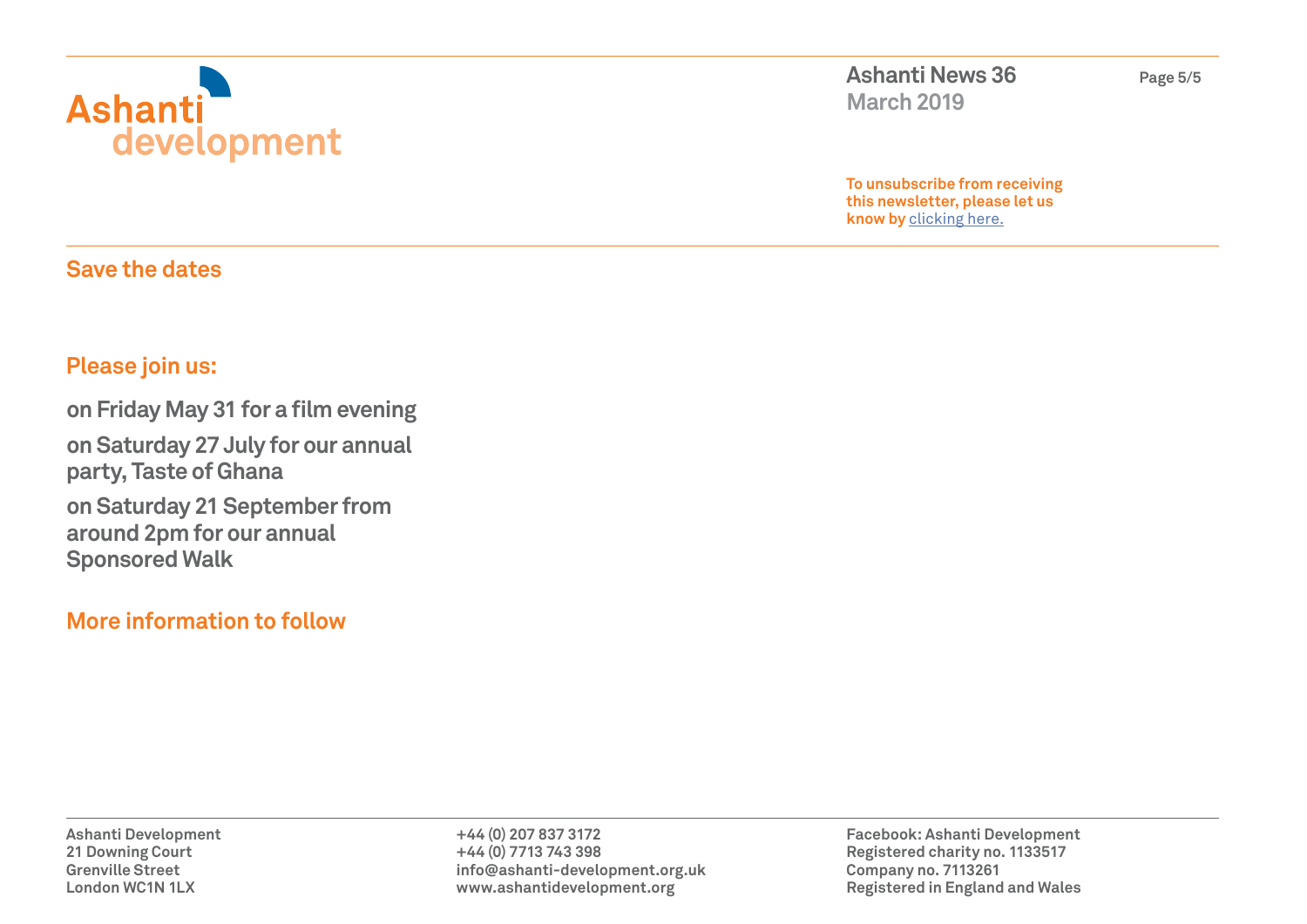## Save the dates

### Please join us:

on Friday May 31 for a film evening

on Saturday 27 July for our annual party, Taste of Ghana

on Saturday 21 September from around 2pm for our annual Sponsored Walk

### More information to follow